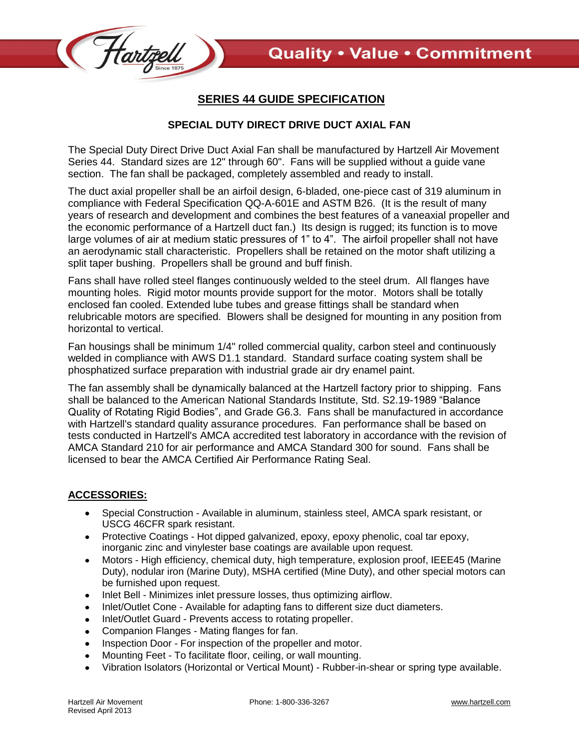# SERIES 44 GUIDE SPECIFICATION

## SPECIAL DUTY DIRECT DRIVE DUCT AXIAL FAN

The Special Duty Direct Drive Duct Axial Fan shall be manufactured by Hartzell Air Movement Series 44. Standard sizes are 12" through 60". Fans will be supplied without a guide vane section. The fan shall be packaged, completely assembled and ready to install.

The duct axial propeller shall be an airfoil design, 6-bladed, one-piece cast of 319 aluminum in compliance with Federal Specification QQ-A-601E and ASTM B26. (It is the result of many years of research and development and combines the best features of a vaneaxial propeller and the economic performance of a Hartzell duct fan.) Its design is rugged; its function is to move large volumes of air at medium static pressures of 1" to 4". The airfoil propeller shall not have an aerodynamic stall characteristic. Propellers shall be retained on the motor shaft utilizing a split taper bushing. Propellers shall be ground and buff finish.

Fans shall have rolled steel flanges continuously welded to the steel drum. All flanges have mounting holes. Rigid motor mounts provide support for the motor. Motors shall be totally enclosed fan cooled. Extended lube tubes and grease fittings shall be standard when relubricable motors are specified. Blowers shall be designed for mounting in any position from horizontal to vertical.

Fan housings shall be minimum 1/4" rolled commercial quality, carbon steel and continuously welded in compliance with AWS D1.1 standard. Standard surface coating system shall be phosphatized surface preparation with industrial grade air dry enamel paint.

The fan assembly shall be dynamically balanced at the Hartzell factory prior to shipping. Fans shall be balanced to the American National Standards Institute, Std. S2.19-1989 "Balance Quality of Rotating Rigid Bodies", and Grade G6.3. Fans shall be manufactured in accordance with Hartzell's standard quality assurance procedures. Fan performance shall be based on tests conducted in Hartzell's AMCA accredited test laboratory in accordance with the revision of AMCA Standard 210 for air performance and AMCA Standard 300 for sound. Fans shall be licensed to bear the AMCA Certified Air Performance Rating Seal.

## ACCESSORIES:

- Special Construction - Available in aluminum, stainless steel, AMCA spark resistant, or USCG 46CFR spark resistant.
- Protective Coatings - Hot dipped galvanized, epoxy, epoxy phenolic, coal tar epoxy, inorganic zinc and vinylester base coatings are available upon request.
- Motors - High efficiency, chemical duty, high temperature, explosion proof, IEEE45 (Marine Duty), nodular iron (Marine Duty), MSHA certified (Mine Duty), and other special motors can be furnished upon request.
- Inlet Bell - Minimizes inlet pressure losses, thus optimizing airflow.
- Inlet/Outlet Cone - Available for adapting fans to different size duct diameters.
- Inlet/Outlet Guard - Prevents access to rotating propeller.
- Companion Flanges - Mating flanges for fan.
- Inspection Door - For inspection of the propeller and motor.
- Mounting Feet - To facilitate floor, ceiling, or wall mounting.
- Vibration Isolators (Horizontal or Vertical Mount) - Rubber-in-shear or spring type available.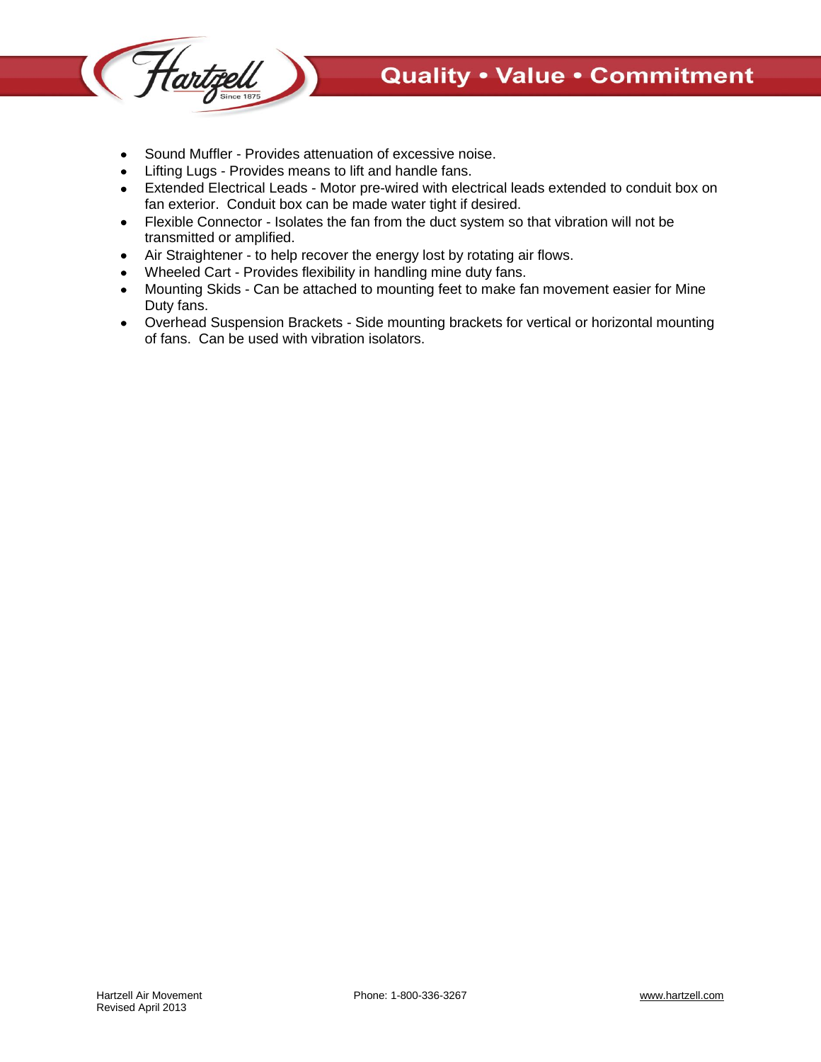- Sound Muffler - Provides attenuation of excessive noise.
- Lifting Lugs - Provides means to lift and handle fans.
- Extended Electrical Leads - Motor pre-wired with electrical leads extended to conduit box on fan exterior. Conduit box can be made water tight if desired.
- Flexible Connector - Isolates the fan from the duct system so that vibration will not be transmitted or amplified.
- Air Straightener - to help recover the energy lost by rotating air flows.
- Wheeled Cart - Provides flexibility in handling mine duty fans.
- Mounting Skids - Can be attached to mounting feet to make fan movement easier for Mine Duty fans.
- Overhead Suspension Brackets - Side mounting brackets for vertical or horizontal mounting of fans. Can be used with vibration isolators.